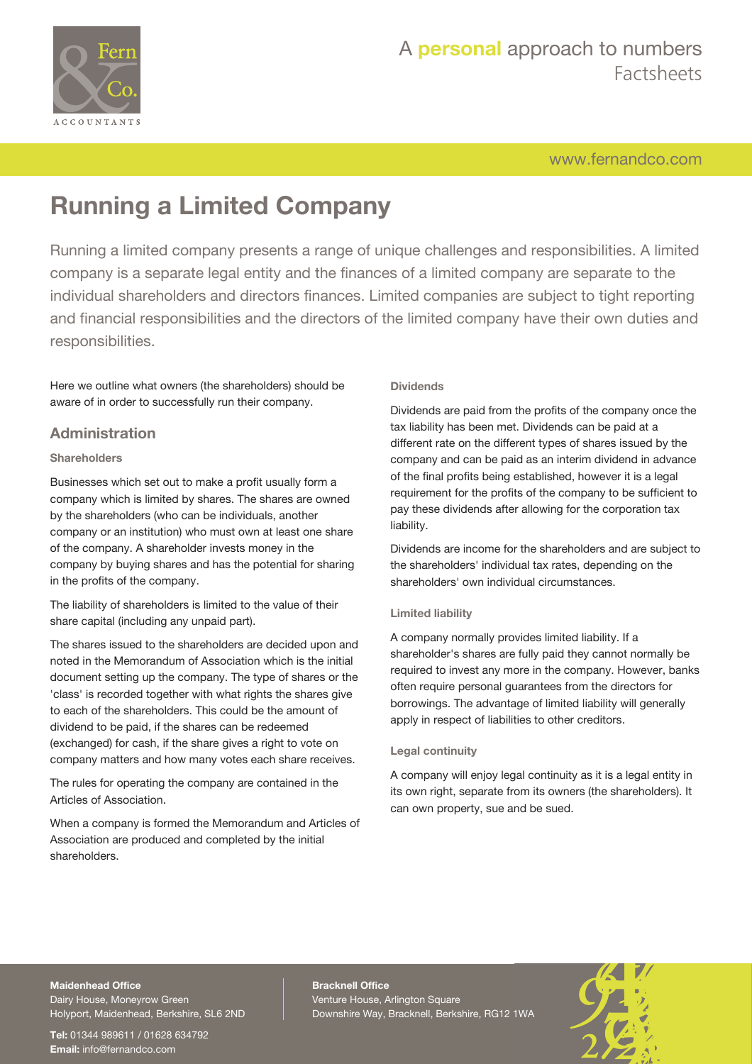# Running a Limited Company

Running a limited company presents a range of unique challenges and responsibilities. A limited company is a separate legal entity and the finances of a limited company are separate to the individual shareholders and directors finances. Limited companies are subject to tight reporting and financial responsibilities and the directors of the limited company have their own duties and responsibilities.

Here we outline what owners (the shareholders) should be aware of in order to successfully run their company.

## Administration

### Shareholders

Businesses which set out to make a profit usually form a company which is limited by shares. The shares are owned by the shareholders (who can be individuals, another company or an institution) who must own at least one share of the company. A shareholder invests money in the company by buying shares and has the potential for sharing in the profits of the company.

The liability of shareholders is limited to the value of their share capital (including any unpaid part).

The shares issued to the shareholders are decided upon and noted in the Memorandum of Association which is the initial document setting up the company. The type of shares or the 'class' is recorded together with what rights the shares give to each of the shareholders. This could be the amount of dividend to be paid, if the shares can be redeemed (exchanged) for cash, if the share gives a right to vote on company matters and how many votes each share receives.

The rules for operating the company are contained in the Articles of Association.

When a company is formed the Memorandum and Articles of Association are produced and completed by the initial shareholders.

### Dividends

Dividends are paid from the profits of the company once the tax liability has been met. Dividends can be paid at a different rate on the different types of shares issued by the company and can be paid as an interim dividend in advance of the final profits being established, however it is a legal requirement for the profits of the company to be sufficient to pay these dividends after allowing for the corporation tax liability.

Dividends are income for the shareholders and are subject to the shareholders' individual tax rates, depending on the shareholders' own individual circumstances.

### Limited liability

A company normally provides limited liability. If a shareholder's shares are fully paid they cannot normally be required to invest any more in the company. However, banks often require personal guarantees from the directors for borrowings. The advantage of limited liability will generally apply in respect of liabilities to other creditors.

### Legal continuity

A company will enjoy legal continuity as it is a legal entity in its own right, separate from its owners (the shareholders). It can own property, sue and be sued.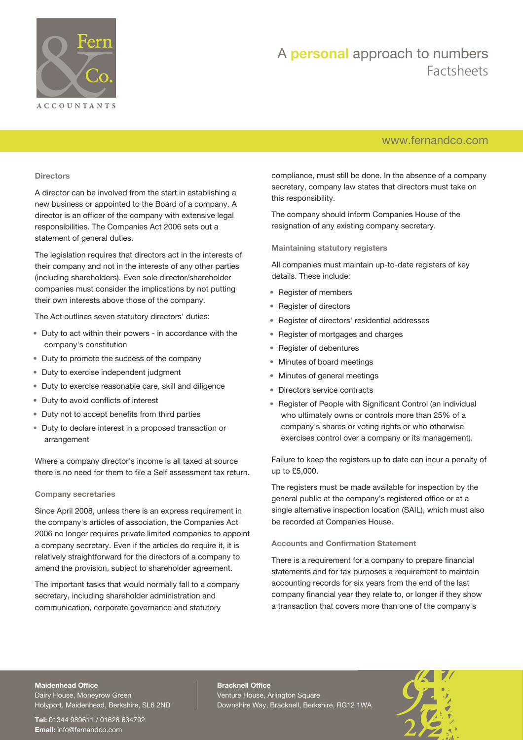### Directors

A director can be involved from the start in establishing a new business or appointed to the Board of a company. A director is an officer of the company with extensive legal responsibilities. The Companies Act 2006 sets out a statement of general duties.

The legislation requires that directors act in the interests of their company and not in the interests of any other parties (including shareholders). Even sole director/shareholder companies must consider the implications by not putting their own interests above those of the company.

The Act outlines seven statutory directors' duties:

- Duty to act within their powers - in accordance with the company's constitution
- Duty to promote the success of the company
- Duty to exercise independent judgment
- Duty to exercise reasonable care, skill and diligence
- Duty to avoid conflicts of interest
- Duty not to accept benefits from third parties
- Duty to declare interest in a proposed transaction or arrangement

Where a company director's income is all taxed at source there is no need for them to file a Self assessment tax return.

### Company secretaries

Since April 2008, unless there is an express requirement in the company's articles of association, the Companies Act 2006 no longer requires private limited companies to appoint a company secretary. Even if the articles do require it, it is relatively straightforward for the directors of a company to amend the provision, subject to shareholder agreement.

The important tasks that would normally fall to a company secretary, including shareholder administration and communication, corporate governance and statutory compliance, must still be done. In the absence of a company secretary, company law states that directors must take on this responsibility.

The company should inform Companies House of the resignation of any existing company secretary.

### Maintaining statutory registers

All companies must maintain up-to-date registers of key details. These include:

- Register of members
- Register of directors
- Register of directors' residential addresses
- Register of mortgages and charges
- Register of debentures
- Minutes of board meetings
- Minutes of general meetings
- Directors service contracts
- Register of People with Significant Control (an individual who ultimately owns or controls more than 25% of a company's shares or voting rights or who otherwise exercises control over a company or its management).

Failure to keep the registers up to date can incur a penalty of up to £5,000.

The registers must be made available for inspection by the general public at the company's registered office or at a single alternative inspection location (SAIL), which must also be recorded at Companies House.

### Accounts and Confirmation Statement

There is a requirement for a company to prepare financial statements and for tax purposes a requirement to maintain accounting records for six years from the end of the last company financial year they relate to, or longer if they show a transaction that covers more than one of the company's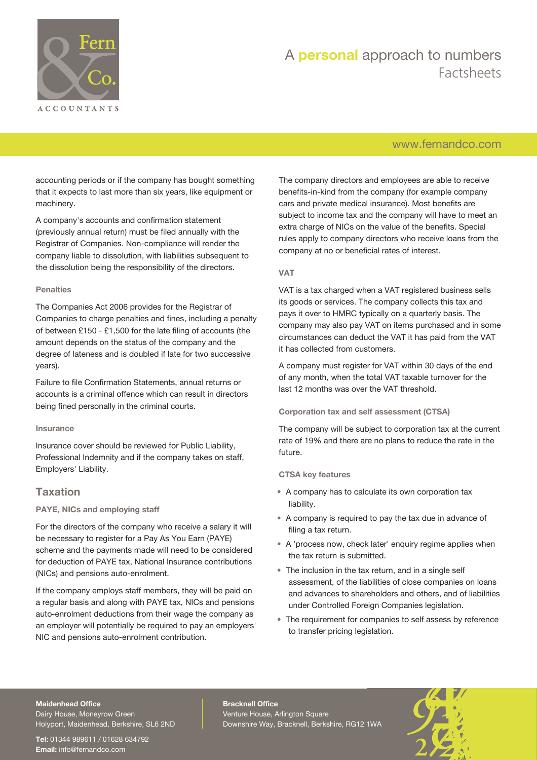accounting periods or if the company has bought something that it expects to last more than six years, like equipment or machinery.

A company's accounts and confirmation statement (previously annual return) must be filed annually with the Registrar of Companies. Non-compliance will render the company liable to dissolution, with liabilities subsequent to the dissolution being the responsibility of the directors.

### Penalties

The Companies Act 2006 provides for the Registrar of Companies to charge penalties and fines, including a penalty of between £150 - £1,500 for the late filing of accounts (the amount depends on the status of the company and the degree of lateness and is doubled if late for two successive years).

Failure to file Confirmation Statements, annual returns or accounts is a criminal offence which can result in directors being fined personally in the criminal courts.

### Insurance

Insurance cover should be reviewed for Public Liability, Professional Indemnity and if the company takes on staff, Employers' Liability.

## Taxation

### PAYE, NICs and employing staff

For the directors of the company who receive a salary it will be necessary to register for a Pay As You Earn (PAYE) scheme and the payments made will need to be considered for deduction of PAYE tax, National Insurance contributions (NICs) and pensions auto-enrolment.

If the company employs staff members, they will be paid on a regular basis and along with PAYE tax, NICs and pensions auto-enrolment deductions from their wage the company as an employer will potentially be required to pay an employers' NIC and pensions auto-enrolment contribution.

The company directors and employees are able to receive benefits-in-kind from the company (for example company cars and private medical insurance). Most benefits are subject to income tax and the company will have to meet an extra charge of NICs on the value of the benefits. Special rules apply to company directors who receive loans from the company at no or beneficial rates of interest.

### VAT

VAT is a tax charged when a VAT registered business sells its goods or services. The company collects this tax and pays it over to HMRC typically on a quarterly basis. The company may also pay VAT on items purchased and in some circumstances can deduct the VAT it has paid from the VAT it has collected from customers.

A company must register for VAT within 30 days of the end of any month, when the total VAT taxable turnover for the last 12 months was over the VAT threshold.

### Corporation tax and self assessment (CTSA)

The company will be subject to corporation tax at the current rate of 19% and there are no plans to reduce the rate in the future.

### CTSA key features

- A company has to calculate its own corporation tax liability.
- A company is required to pay the tax due in advance of filing a tax return.
- A 'process now, check later' enquiry regime applies when the tax return is submitted.
- The inclusion in the tax return, and in a single self assessment, of the liabilities of close companies on loans and advances to shareholders and others, and of liabilities under Controlled Foreign Companies legislation.
- The requirement for companies to self assess by reference to transfer pricing legislation.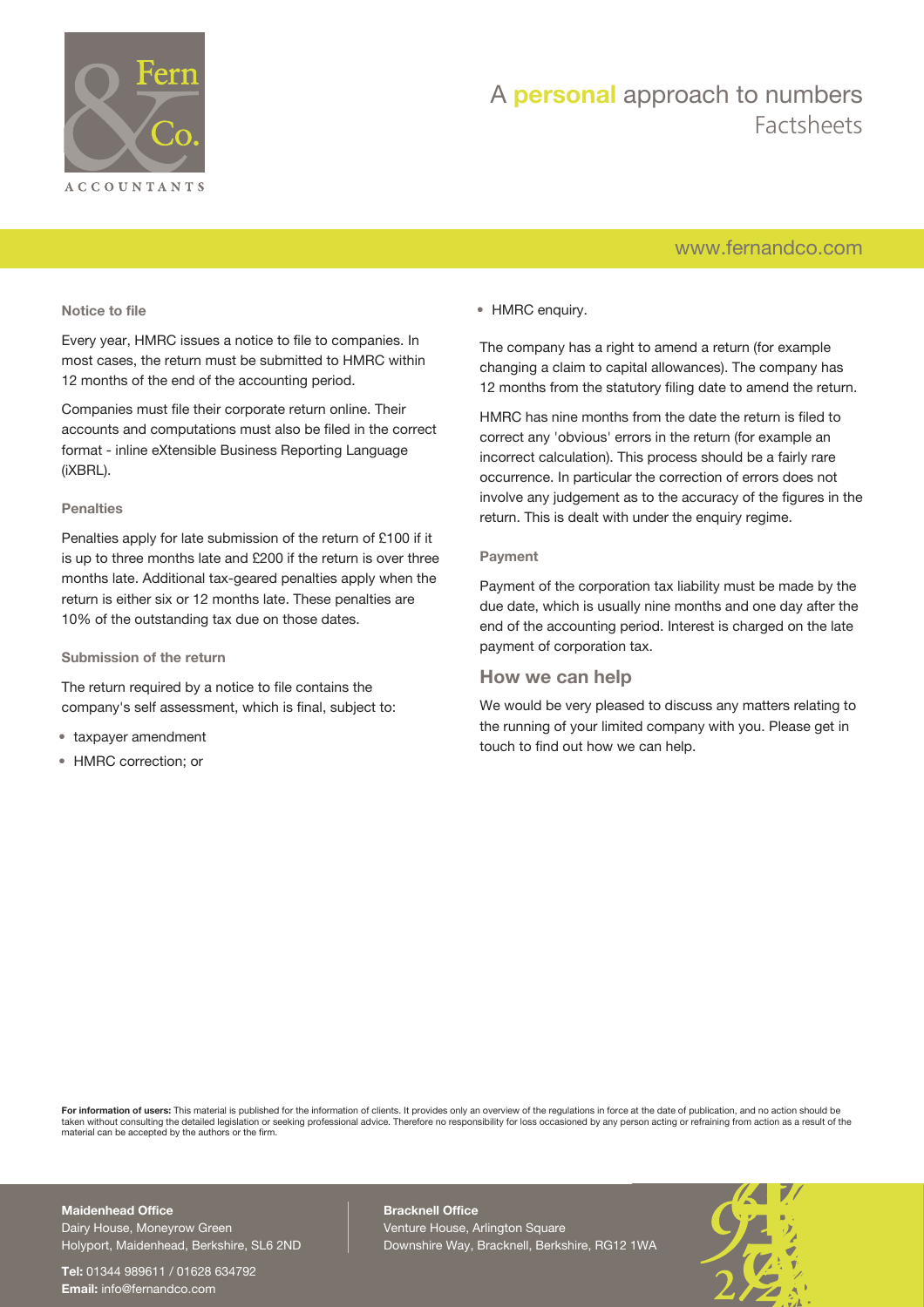#### Notice to file

Every year, HMRC issues a notice to file to companies. In most cases, the return must be submitted to HMRC within 12 months of the end of the accounting period.

Companies must file their corporate return online. Their accounts and computations must also be filed in the correct format - inline eXtensible Business Reporting Language (iXBRL).

#### Penalties

Penalties apply for late submission of the return of £100 if it is up to three months late and £200 if the return is over three months late. Additional tax-geared penalties apply when the return is either six or 12 months late. These penalties are 10% of the outstanding tax due on those dates.

#### Submission of the return

The return required by a notice to file contains the company's self assessment, which is final, subject to:

- taxpayer amendment
- HMRC correction; or
- HMRC enquiry.

The company has a right to amend a return (for example changing a claim to capital allowances). The company has 12 months from the statutory filing date to amend the return.

HMRC has nine months from the date the return is filed to correct any 'obvious' errors in the return (for example an incorrect calculation). This process should be a fairly rare occurrence. In particular the correction of errors does not involve any judgement as to the accuracy of the figures in the return. This is dealt with under the enquiry regime.

#### Payment

Payment of the corporation tax liability must be made by the due date, which is usually nine months and one day after the end of the accounting period. Interest is charged on the late payment of corporation tax.

### How we can help

We would be very pleased to discuss any matters relating to the running of your limited company with you. Please get in touch to find out how we can help.

**For information of users:** This material is published for the information of clients. It provides only an overview of the regulations in force at the date of publication, and no action should be taken without consulting the detailed legislation or seeking professional advice. Therefore no responsibility for loss occasioned by any person acting or refraining from action as a result of the material can be accepted by the authors or the firm.